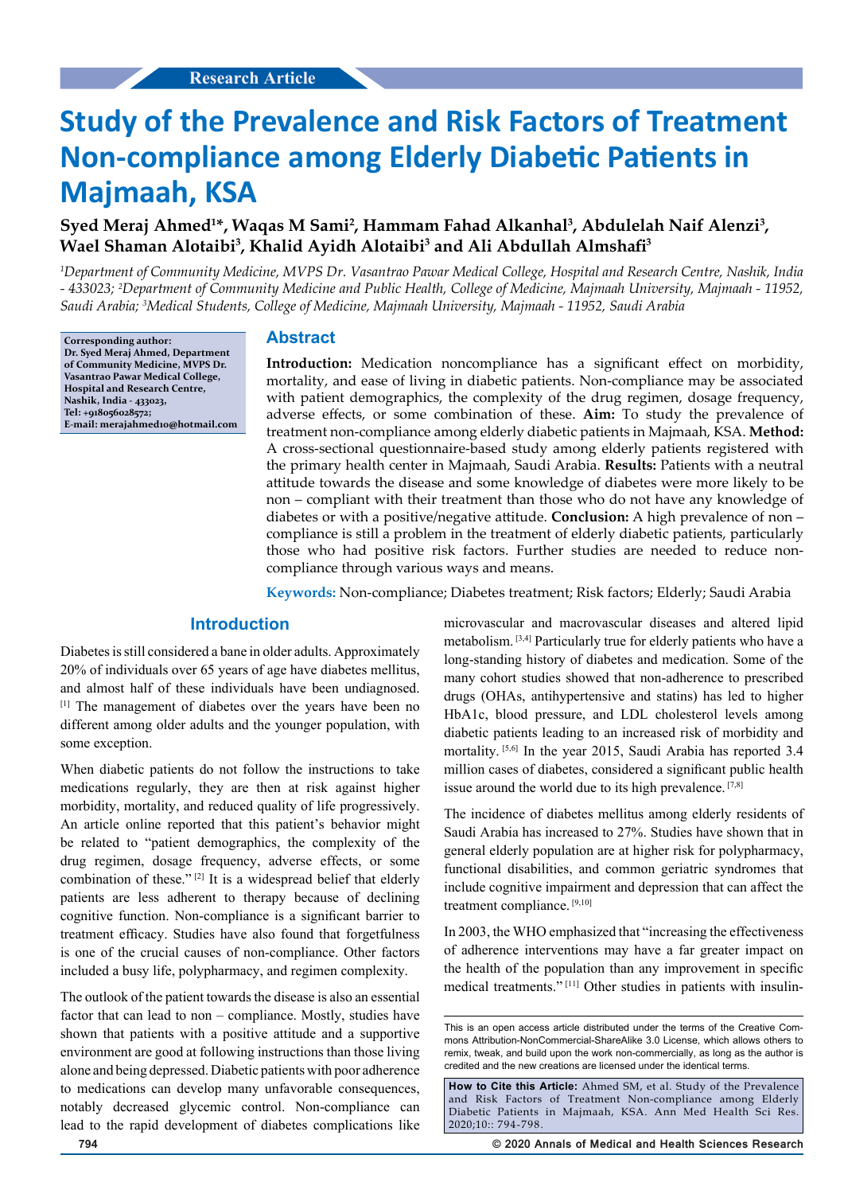Research Article

# Study of the Prevalence and Risk Factors of Treatment Non-compliance among Elderly Diabetic Patients in Majmaah, KSA

**Syed Meraj Ahmed[1]*, Waqas M Sami[2], Hammam Fahad Alkanhal[3], Abdulelah Naif Alenzi[3], Wael Shaman Alotaibi[3], Khalid Ayidh Alotaibi[3] and Ali Abdullah Almshafi[3]**

*[1]Department of Community Medicine, MVPS Dr. Vasantrao Pawar Medical College, Hospital and Research Centre, Nashik, India - 433023; [2]Department of Community Medicine and Public Health, College of Medicine, Majmaah University, Majmaah - 11952, Saudi Arabia; [3]Medical Students, College of Medicine, Majmaah University, Majmaah - 11952, Saudi Arabia*

**Corresponding author: Dr. Syed Meraj Ahmed, Department of Community Medicine, MVPS Dr. Vasantrao Pawar Medical College, Hospital and Research Centre, Nashik, India - 433023, Tel: +918056028572; E-mail: merajahmed10@hotmail.com**

## Abstract

**Introduction:** Medication noncompliance has a significant effect on morbidity, mortality, and ease of living in diabetic patients. Non-compliance may be associated with patient demographics, the complexity of the drug regimen, dosage frequency, adverse effects, or some combination of these. **Aim:** To study the prevalence of treatment non-compliance among elderly diabetic patients in Majmaah, KSA. **Method:** A cross-sectional questionnaire-based study among elderly patients registered with the primary health center in Majmaah, Saudi Arabia. **Results:** Patients with a neutral attitude towards the disease and some knowledge of diabetes were more likely to be non – compliant with their treatment than those who do not have any knowledge of diabetes or with a positive/negative attitude. **Conclusion:** A high prevalence of non – compliance is still a problem in the treatment of elderly diabetic patients, particularly those who had positive risk factors. Further studies are needed to reduce non-compliance through various ways and means.

**Keywords:** Non-compliance; Diabetes treatment; Risk factors; Elderly; Saudi Arabia

## Introduction

Diabetes is still considered a bane in older adults. Approximately 20% of individuals over 65 years of age have diabetes mellitus, and almost half of these individuals have been undiagnosed. [1] The management of diabetes over the years have been no different among older adults and the younger population, with some exception.

When diabetic patients do not follow the instructions to take medications regularly, they are then at risk against higher morbidity, mortality, and reduced quality of life progressively. An article online reported that this patient's behavior might be related to "patient demographics, the complexity of the drug regimen, dosage frequency, adverse effects, or some combination of these." [2] It is a widespread belief that elderly patients are less adherent to therapy because of declining cognitive function. Non-compliance is a significant barrier to treatment efficacy. Studies have also found that forgetfulness is one of the crucial causes of non-compliance. Other factors included a busy life, polypharmacy, and regimen complexity.

The outlook of the patient towards the disease is also an essential factor that can lead to non – compliance. Mostly, studies have shown that patients with a positive attitude and a supportive environment are good at following instructions than those living alone and being depressed. Diabetic patients with poor adherence to medications can develop many unfavorable consequences, notably decreased glycemic control. Non-compliance can lead to the rapid development of diabetes complications like microvascular and macrovascular diseases and altered lipid metabolism. [3,4] Particularly true for elderly patients who have a long-standing history of diabetes and medication. Some of the many cohort studies showed that non-adherence to prescribed drugs (OHAs, antihypertensive and statins) has led to higher HbA1c, blood pressure, and LDL cholesterol levels among diabetic patients leading to an increased risk of morbidity and mortality. [5,6] In the year 2015, Saudi Arabia has reported 3.4 million cases of diabetes, considered a significant public health issue around the world due to its high prevalence. [7,8]

The incidence of diabetes mellitus among elderly residents of Saudi Arabia has increased to 27%. Studies have shown that in general elderly population are at higher risk for polypharmacy, functional disabilities, and common geriatric syndromes that include cognitive impairment and depression that can affect the treatment compliance. [9,10]

In 2003, the WHO emphasized that "increasing the effectiveness of adherence interventions may have a far greater impact on the health of the population than any improvement in specific medical treatments." [11] Other studies in patients with insulin-

This is an open access article distributed under the terms of the Creative Commons Attribution-NonCommercial-ShareAlike 3.0 License, which allows others to remix, tweak, and build upon the work non-commercially, as long as the author is credited and the new creations are licensed under the identical terms.

**How to Cite this Article:** Ahmed SM, et al. Study of the Prevalence and Risk Factors of Treatment Non-compliance among Elderly Diabetic Patients in Majmaah, KSA. Ann Med Health Sci Res. 2020;10:: 794-798.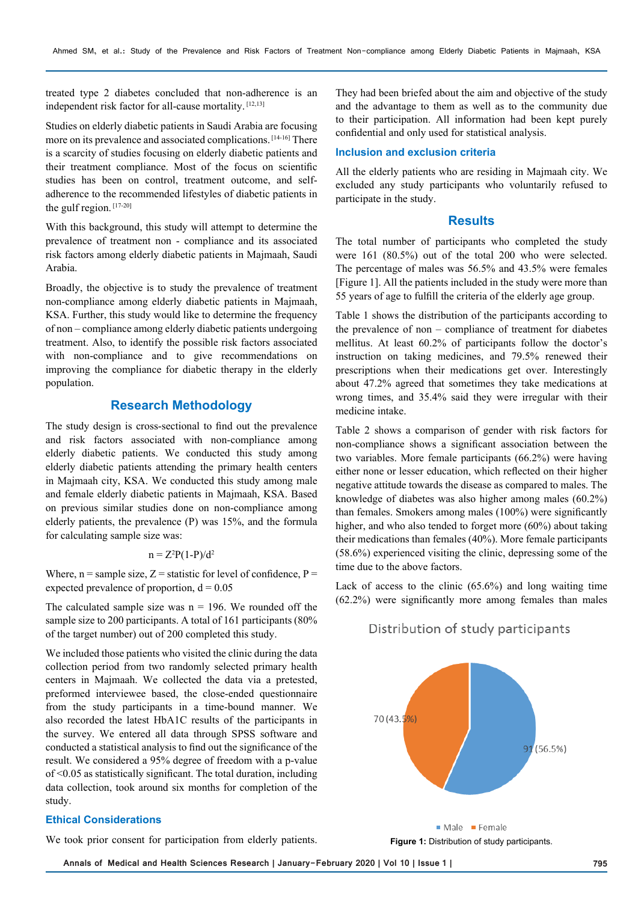treated type 2 diabetes concluded that non-adherence is an independent risk factor for all-cause mortality.[12,13]

Studies on elderly diabetic patients in Saudi Arabia are focusing more on its prevalence and associated complications.[14-16] There is a scarcity of studies focusing on elderly diabetic patients and their treatment compliance. Most of the focus on scientific studies has been on control, treatment outcome, and self-adherence to the recommended lifestyles of diabetic patients in the gulf region.[17-20]

With this background, this study will attempt to determine the prevalence of treatment non - compliance and its associated risk factors among elderly diabetic patients in Majmaah, Saudi Arabia.

Broadly, the objective is to study the prevalence of treatment non-compliance among elderly diabetic patients in Majmaah, KSA. Further, this study would like to determine the frequency of non – compliance among elderly diabetic patients undergoing treatment. Also, to identify the possible risk factors associated with non-compliance and to give recommendations on improving the compliance for diabetic therapy in the elderly population.

## Research Methodology

The study design is cross-sectional to find out the prevalence and risk factors associated with non-compliance among elderly diabetic patients. We conducted this study among elderly diabetic patients attending the primary health centers in Majmaah city, KSA. We conducted this study among male and female elderly diabetic patients in Majmaah, KSA. Based on previous studies done on non-compliance among elderly patients, the prevalence (P) was 15%, and the formula for calculating sample size was:

$$n = Z^2P(1-P)/d^2$$

Where, n = sample size, Z = statistic for level of confidence, P = expected prevalence of proportion, d = 0.05

The calculated sample size was n = 196. We rounded off the sample size to 200 participants. A total of 161 participants (80% of the target number) out of 200 completed this study.

We included those patients who visited the clinic during the data collection period from two randomly selected primary health centers in Majmaah. We collected the data via a pretested, preformed interviewee based, the close-ended questionnaire from the study participants in a time-bound manner. We also recorded the latest HbA1C results of the participants in the survey. We entered all data through SPSS software and conducted a statistical analysis to find out the significance of the result. We considered a 95% degree of freedom with a p-value of <0.05 as statistically significant. The total duration, including data collection, took around six months for completion of the study.

### Ethical Considerations

We took prior consent for participation from elderly patients. They had been briefed about the aim and objective of the study and the advantage to them as well as to the community due to their participation. All information had been kept purely confidential and only used for statistical analysis.

### Inclusion and exclusion criteria

All the elderly patients who are residing in Majmaah city. We excluded any study participants who voluntarily refused to participate in the study.

## Results

The total number of participants who completed the study were 161 (80.5%) out of the total 200 who were selected. The percentage of males was 56.5% and 43.5% were females [Figure 1]. All the patients included in the study were more than 55 years of age to fulfill the criteria of the elderly age group.

Table 1 shows the distribution of the participants according to the prevalence of non – compliance of treatment for diabetes mellitus. At least 60.2% of participants follow the doctor's instruction on taking medicines, and 79.5% renewed their prescriptions when their medications get over. Interestingly about 47.2% agreed that sometimes they take medications at wrong times, and 35.4% said they were irregular with their medicine intake.

Table 2 shows a comparison of gender with risk factors for non-compliance shows a significant association between the two variables. More female participants (66.2%) were having either none or lesser education, which reflected on their higher negative attitude towards the disease as compared to males. The knowledge of diabetes was also higher among males (60.2%) than females. Smokers among males (100%) were significantly higher, and who also tended to forget more (60%) about taking their medications than females (40%). More female participants (58.6%) experienced visiting the clinic, depressing some of the time due to the above factors.

Lack of access to the clinic (65.6%) and long waiting time (62.2%) were significantly more among females than males

Distribution of study participants

70 (43.5%)

91 (56.5%)

Male Female

**Figure 1:** Distribution of study participants.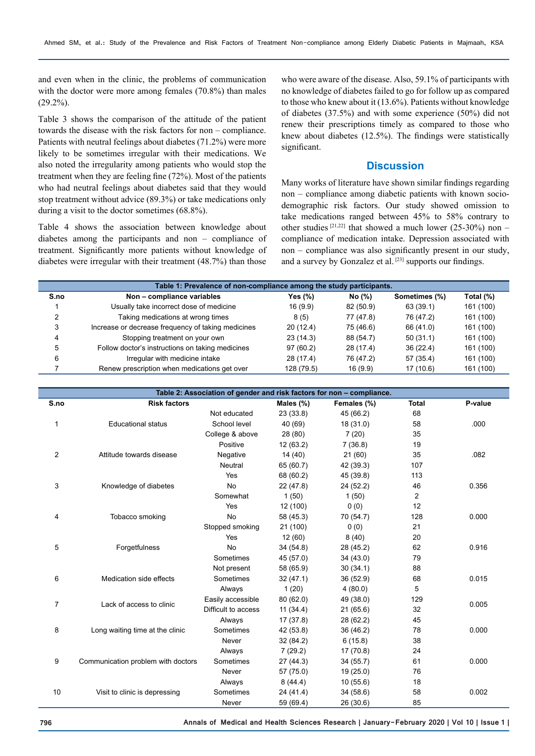and even when in the clinic, the problems of communication with the doctor were more among females (70.8%) than males (29.2%).

Table 3 shows the comparison of the attitude of the patient towards the disease with the risk factors for non – compliance. Patients with neutral feelings about diabetes (71.2%) were more likely to be sometimes irregular with their medications. We also noted the irregularity among patients who would stop the treatment when they are feeling fine (72%). Most of the patients who had neutral feelings about diabetes said that they would stop treatment without advice (89.3%) or take medications only during a visit to the doctor sometimes (68.8%).

Table 4 shows the association between knowledge about diabetes among the participants and non – compliance of treatment. Significantly more patients without knowledge of diabetes were irregular with their treatment (48.7%) than those who were aware of the disease. Also, 59.1% of participants with no knowledge of diabetes failed to go for follow up as compared to those who knew about it (13.6%). Patients without knowledge of diabetes (37.5%) and with some experience (50%) did not renew their prescriptions timely as compared to those who knew about diabetes (12.5%). The findings were statistically significant.

## Discussion

Many works of literature have shown similar findings regarding non – compliance among diabetic patients with known socio-demographic risk factors. Our study showed omission to take medications ranged between 45% to 58% contrary to other studies [21,22] that showed a much lower (25-30%) non – compliance of medication intake. Depression associated with non – compliance was also significantly present in our study, and a survey by Gonzalez et al. [23] supports our findings.

**Table 1: Prevalence of non-compliance among the study participants.**

| S.no | Non – compliance variables | Yes (%) | No (%) | Sometimes (%) | Total (%) |
|---|---|---|---|---|---|
| 1 | Usually take incorrect dose of medicine | 16 (9.9) | 82 (50.9) | 63 (39.1) | 161 (100) |
| 2 | Taking medications at wrong times | 8 (5) | 77 (47.8) | 76 (47.2) | 161 (100) |
| 3 | Increase or decrease frequency of taking medicines | 20 (12.4) | 75 (46.6) | 66 (41.0) | 161 (100) |
| 4 | Stopping treatment on your own | 23 (14.3) | 88 (54.7) | 50 (31.1) | 161 (100) |
| 5 | Follow doctor's instructions on taking medicines | 97 (60.2) | 28 (17.4) | 36 (22.4) | 161 (100) |
| 6 | Irregular with medicine intake | 28 (17.4) | 76 (47.2) | 57 (35.4) | 161 (100) |
| 7 | Renew prescription when medications get over | 128 (79.5) | 16 (9.9) | 17 (10.6) | 161 (100) |

**Table 2: Association of gender and risk factors for non – compliance.**

| S.no | Risk factors | | Males (%) | Females (%) | Total | P-value |
|---|---|---|---|---|---|---|
| | | Not educated | 23 (33.8) | 45 (66.2) | 68 | |
| 1 | Educational status | School level | 40 (69) | 18 (31.0) | 58 | .000 |
| | | College & above | 28 (80) | 7 (20) | 35 | |
| | | Positive | 12 (63.2) | 7 (36.8) | 19 | |
| 2 | Attitude towards disease | Negative | 14 (40) | 21 (60) | 35 | .082 |
| | | Neutral | 65 (60.7) | 42 (39.3) | 107 | |
| | | Yes | 68 (60.2) | 45 (39.8) | 113 | |
| 3 | Knowledge of diabetes | No | 22 (47.8) | 24 (52.2) | 46 | 0.356 |
| | | Somewhat | 1 (50) | 1 (50) | 2 | |
| | | Yes | 12 (100) | 0 (0) | 12 | |
| 4 | Tobacco smoking | No | 58 (45.3) | 70 (54.7) | 128 | 0.000 |
| | | Stopped smoking | 21 (100) | 0 (0) | 21 | |
| | | Yes | 12 (60) | 8 (40) | 20 | |
| 5 | Forgetfulness | No | 34 (54.8) | 28 (45.2) | 62 | 0.916 |
| | | Sometimes | 45 (57.0) | 34 (43.0) | 79 | |
| | | Not present | 58 (65.9) | 30 (34.1) | 88 | |
| 6 | Medication side effects | Sometimes | 32 (47.1) | 36 (52.9) | 68 | 0.015 |
| | | Always | 1 (20) | 4 (80.0) | 5 | |
| 7 | Lack of access to clinic | Easily accessible | 80 (62.0) | 49 (38.0) | 129 | 0.005 |
| | | Difficult to access | 11 (34.4) | 21 (65.6) | 32 | |
| | | Always | 17 (37.8) | 28 (62.2) | 45 | |
| 8 | Long waiting time at the clinic | Sometimes | 42 (53.8) | 36 (46.2) | 78 | 0.000 |
| | | Never | 32 (84.2) | 6 (15.8) | 38 | |
| | | Always | 7 (29.2) | 17 (70.8) | 24 | |
| 9 | Communication problem with doctors | Sometimes | 27 (44.3) | 34 (55.7) | 61 | 0.000 |
| | | Never | 57 (75.0) | 19 (25.0) | 76 | |
| | | Always | 8 (44.4) | 10 (55.6) | 18 | |
| 10 | Visit to clinic is depressing | Sometimes | 24 (41.4) | 34 (58.6) | 58 | 0.002 |
| | | Never | 59 (69.4) | 26 (30.6) | 85 | |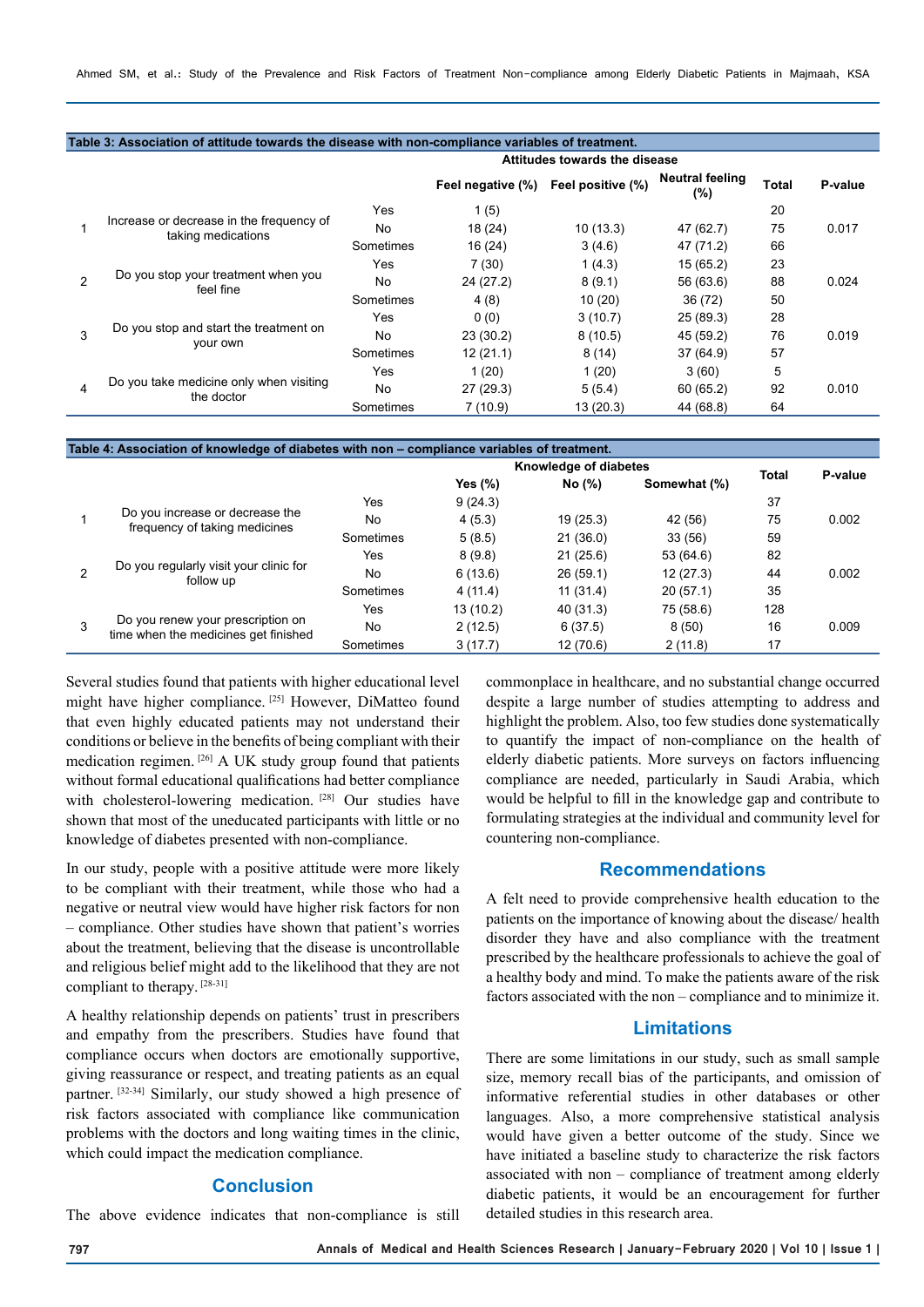**Table 3: Association of attitude towards the disease with non-compliance variables of treatment.**

| | | | Attitudes towards the disease | | | | |
|---|---|---|---|---|---|---|---|
| | | | Feel negative (%) | Feel positive (%) | Neutral feeling (%) | Total | P-value |
| 1 | Increase or decrease in the frequency of taking medications | Yes | 1 (5) | | | 20 | 0.017 |
| | | No | 18 (24) | 10 (13.3) | 47 (62.7) | 75 | |
| | | Sometimes | 16 (24) | 3 (4.6) | 47 (71.2) | 66 | |
| 2 | Do you stop your treatment when you feel fine | Yes | 7 (30) | 1 (4.3) | 15 (65.2) | 23 | 0.024 |
| | | No | 24 (27.2) | 8 (9.1) | 56 (63.6) | 88 | |
| | | Sometimes | 4 (8) | 10 (20) | 36 (72) | 50 | |
| 3 | Do you stop and start the treatment on your own | Yes | 0 (0) | 3 (10.7) | 25 (89.3) | 28 | 0.019 |
| | | No | 23 (30.2) | 8 (10.5) | 45 (59.2) | 76 | |
| | | Sometimes | 12 (21.1) | 8 (14) | 37 (64.9) | 57 | |
| 4 | Do you take medicine only when visiting the doctor | Yes | 1 (20) | 1 (20) | 3 (60) | 5 | 0.010 |
| | | No | 27 (29.3) | 5 (5.4) | 60 (65.2) | 92 | |
| | | Sometimes | 7 (10.9) | 13 (20.3) | 44 (68.8) | 64 | |

**Table 4: Association of knowledge of diabetes with non – compliance variables of treatment.**

| | | | Knowledge of diabetes | | | Total | P-value |
|---|---|---|---|---|---|---|---|
| | | | Yes (%) | No (%) | Somewhat (%) | | |
| 1 | Do you increase or decrease the frequency of taking medicines | Yes | 9 (24.3) | | | 37 | 0.002 |
| | | No | 4 (5.3) | 19 (25.3) | 42 (56) | 75 | |
| | | Sometimes | 5 (8.5) | 21 (36.0) | 33 (56) | 59 | |
| 2 | Do you regularly visit your clinic for follow up | Yes | 8 (9.8) | 21 (25.6) | 53 (64.6) | 82 | 0.002 |
| | | No | 6 (13.6) | 26 (59.1) | 12 (27.3) | 44 | |
| | | Sometimes | 4 (11.4) | 11 (31.4) | 20 (57.1) | 35 | |
| 3 | Do you renew your prescription on time when the medicines get finished | Yes | 13 (10.2) | 40 (31.3) | 75 (58.6) | 128 | 0.009 |
| | | No | 2 (12.5) | 6 (37.5) | 8 (50) | 16 | |
| | | Sometimes | 3 (17.7) | 12 (70.6) | 2 (11.8) | 17 | |

Several studies found that patients with higher educational level might have higher compliance. [25] However, DiMatteo found that even highly educated patients may not understand their conditions or believe in the benefits of being compliant with their medication regimen. [26] A UK study group found that patients without formal educational qualifications had better compliance with cholesterol-lowering medication. [28] Our studies have shown that most of the uneducated participants with little or no knowledge of diabetes presented with non-compliance.

In our study, people with a positive attitude were more likely to be compliant with their treatment, while those who had a negative or neutral view would have higher risk factors for non – compliance. Other studies have shown that patient's worries about the treatment, believing that the disease is uncontrollable and religious belief might add to the likelihood that they are not compliant to therapy. [28-31]

A healthy relationship depends on patients' trust in prescribers and empathy from the prescribers. Studies have found that compliance occurs when doctors are emotionally supportive, giving reassurance or respect, and treating patients as an equal partner. [32-34] Similarly, our study showed a high presence of risk factors associated with compliance like communication problems with the doctors and long waiting times in the clinic, which could impact the medication compliance.

## Conclusion

The above evidence indicates that non-compliance is still commonplace in healthcare, and no substantial change occurred despite a large number of studies attempting to address and highlight the problem. Also, too few studies done systematically to quantify the impact of non-compliance on the health of elderly diabetic patients. More surveys on factors influencing compliance are needed, particularly in Saudi Arabia, which would be helpful to fill in the knowledge gap and contribute to formulating strategies at the individual and community level for countering non-compliance.

## Recommendations

A felt need to provide comprehensive health education to the patients on the importance of knowing about the disease/ health disorder they have and also compliance with the treatment prescribed by the healthcare professionals to achieve the goal of a healthy body and mind. To make the patients aware of the risk factors associated with the non – compliance and to minimize it.

## Limitations

There are some limitations in our study, such as small sample size, memory recall bias of the participants, and omission of informative referential studies in other databases or other languages. Also, a more comprehensive statistical analysis would have given a better outcome of the study. Since we have initiated a baseline study to characterize the risk factors associated with non – compliance of treatment among elderly diabetic patients, it would be an encouragement for further detailed studies in this research area.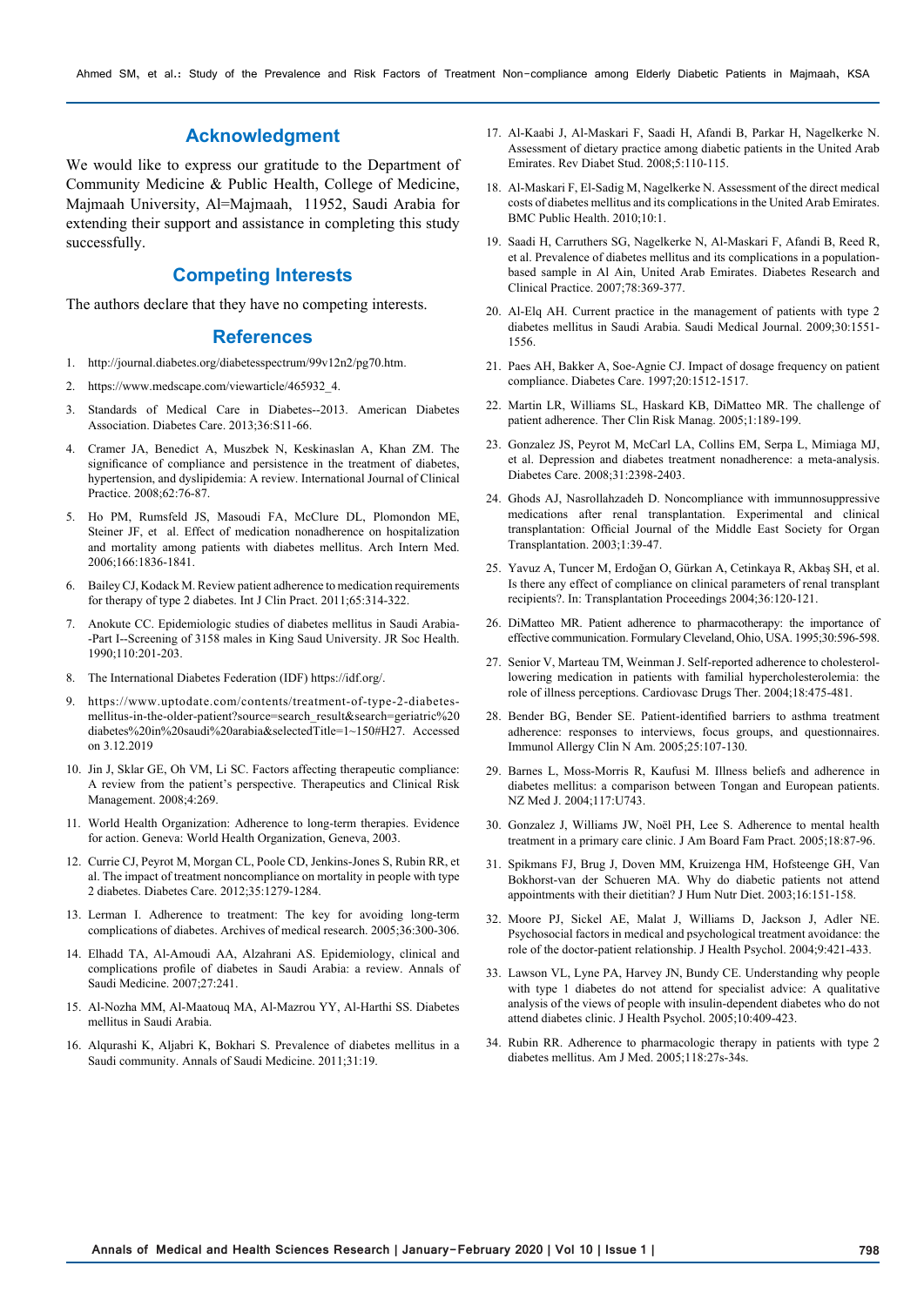## Acknowledgment

We would like to express our gratitude to the Department of Community Medicine & Public Health, College of Medicine, Majmaah University, Al=Majmaah, 11952, Saudi Arabia for extending their support and assistance in completing this study successfully.

## Competing Interests

The authors declare that they have no competing interests.

## References

1. http://journal.diabetes.org/diabetesspectrum/99v12n2/pg70.htm.
2. https://www.medscape.com/viewarticle/465932_4.
3. Standards of Medical Care in Diabetes--2013. American Diabetes Association. Diabetes Care. 2013;36:S11-66.
4. Cramer JA, Benedict A, Muszbek N, Keskinaslan A, Khan ZM. The significance of compliance and persistence in the treatment of diabetes, hypertension, and dyslipidemia: A review. International Journal of Clinical Practice. 2008;62:76-87.
5. Ho PM, Rumsfeld JS, Masoudi FA, McClure DL, Plomondon ME, Steiner JF, et al. Effect of medication nonadherence on hospitalization and mortality among patients with diabetes mellitus. Arch Intern Med. 2006;166:1836-1841.
6. Bailey CJ, Kodack M. Review patient adherence to medication requirements for therapy of type 2 diabetes. Int J Clin Pract. 2011;65:314-322.
7. Anokute CC. Epidemiologic studies of diabetes mellitus in Saudi Arabia--Part I--Screening of 3158 males in King Saud University. JR Soc Health. 1990;110:201-203.
8. The International Diabetes Federation (IDF) https://idf.org/.
9. https://www.uptodate.com/contents/treatment-of-type-2-diabetes-mellitus-in-the-older-patient?source=search_result&search=geriatric%20diabetes%20in%20saudi%20arabia&selectedTitle=1~150#H27. Accessed on 3.12.2019
10. Jin J, Sklar GE, Oh VM, Li SC. Factors affecting therapeutic compliance: A review from the patient's perspective. Therapeutics and Clinical Risk Management. 2008;4:269.
11. World Health Organization: Adherence to long-term therapies. Evidence for action. Geneva: World Health Organization, Geneva, 2003.
12. Currie CJ, Peyrot M, Morgan CL, Poole CD, Jenkins-Jones S, Rubin RR, et al. The impact of treatment noncompliance on mortality in people with type 2 diabetes. Diabetes Care. 2012;35:1279-1284.
13. Lerman I. Adherence to treatment: The key for avoiding long-term complications of diabetes. Archives of medical research. 2005;36:300-306.
14. Elhadd TA, Al-Amoudi AA, Alzahrani AS. Epidemiology, clinical and complications profile of diabetes in Saudi Arabia: a review. Annals of Saudi Medicine. 2007;27:241.
15. Al-Nozha MM, Al-Maatouq MA, Al-Mazrou YY, Al-Harthi SS. Diabetes mellitus in Saudi Arabia.
16. Alqurashi K, Aljabri K, Bokhari S. Prevalence of diabetes mellitus in a Saudi community. Annals of Saudi Medicine. 2011;31:19.
17. Al-Kaabi J, Al-Maskari F, Saadi H, Afandi B, Parkar H, Nagelkerke N. Assessment of dietary practice among diabetic patients in the United Arab Emirates. Rev Diabet Stud. 2008;5:110-115.
18. Al-Maskari F, El-Sadig M, Nagelkerke N. Assessment of the direct medical costs of diabetes mellitus and its complications in the United Arab Emirates. BMC Public Health. 2010;10:1.
19. Saadi H, Carruthers SG, Nagelkerke N, Al-Maskari F, Afandi B, Reed R, et al. Prevalence of diabetes mellitus and its complications in a population-based sample in Al Ain, United Arab Emirates. Diabetes Research and Clinical Practice. 2007;78:369-377.
20. Al-Elq AH. Current practice in the management of patients with type 2 diabetes mellitus in Saudi Arabia. Saudi Medical Journal. 2009;30:1551-1556.
21. Paes AH, Bakker A, Soe-Agnie CJ. Impact of dosage frequency on patient compliance. Diabetes Care. 1997;20:1512-1517.
22. Martin LR, Williams SL, Haskard KB, DiMatteo MR. The challenge of patient adherence. Ther Clin Risk Manag. 2005;1:189-199.
23. Gonzalez JS, Peyrot M, McCarl LA, Collins EM, Serpa L, Mimiaga MJ, et al. Depression and diabetes treatment nonadherence: a meta-analysis. Diabetes Care. 2008;31:2398-2403.
24. Ghods AJ, Nasrollahzadeh D. Noncompliance with immunnosuppressive medications after renal transplantation. Experimental and clinical transplantation: Official Journal of the Middle East Society for Organ Transplantation. 2003;1:39-47.
25. Yavuz A, Tuncer M, Erdoğan O, Gürkan A, Cetinkaya R, Akbaş SH, et al. Is there any effect of compliance on clinical parameters of renal transplant recipients?. In: Transplantation Proceedings 2004;36:120-121.
26. DiMatteo MR. Patient adherence to pharmacotherapy: the importance of effective communication. Formulary Cleveland, Ohio, USA. 1995;30:596-598.
27. Senior V, Marteau TM, Weinman J. Self-reported adherence to cholesterol-lowering medication in patients with familial hypercholesterolemia: the role of illness perceptions. Cardiovasc Drugs Ther. 2004;18:475-481.
28. Bender BG, Bender SE. Patient-identified barriers to asthma treatment adherence: responses to interviews, focus groups, and questionnaires. Immunol Allergy Clin N Am. 2005;25:107-130.
29. Barnes L, Moss-Morris R, Kaufusi M. Illness beliefs and adherence in diabetes mellitus: a comparison between Tongan and European patients. NZ Med J. 2004;117:U743.
30. Gonzalez J, Williams JW, Noël PH, Lee S. Adherence to mental health treatment in a primary care clinic. J Am Board Fam Pract. 2005;18:87-96.
31. Spikmans FJ, Brug J, Doven MM, Kruizenga HM, Hofsteenge GH, Van Bokhorst-van der Schueren MA. Why do diabetic patients not attend appointments with their dietitian? J Hum Nutr Diet. 2003;16:151-158.
32. Moore PJ, Sickel AE, Malat J, Williams D, Jackson J, Adler NE. Psychosocial factors in medical and psychological treatment avoidance: the role of the doctor-patient relationship. J Health Psychol. 2004;9:421-433.
33. Lawson VL, Lyne PA, Harvey JN, Bundy CE. Understanding why people with type 1 diabetes do not attend for specialist advice: A qualitative analysis of the views of people with insulin-dependent diabetes who do not attend diabetes clinic. J Health Psychol. 2005;10:409-423.
34. Rubin RR. Adherence to pharmacologic therapy in patients with type 2 diabetes mellitus. Am J Med. 2005;118:27s-34s.